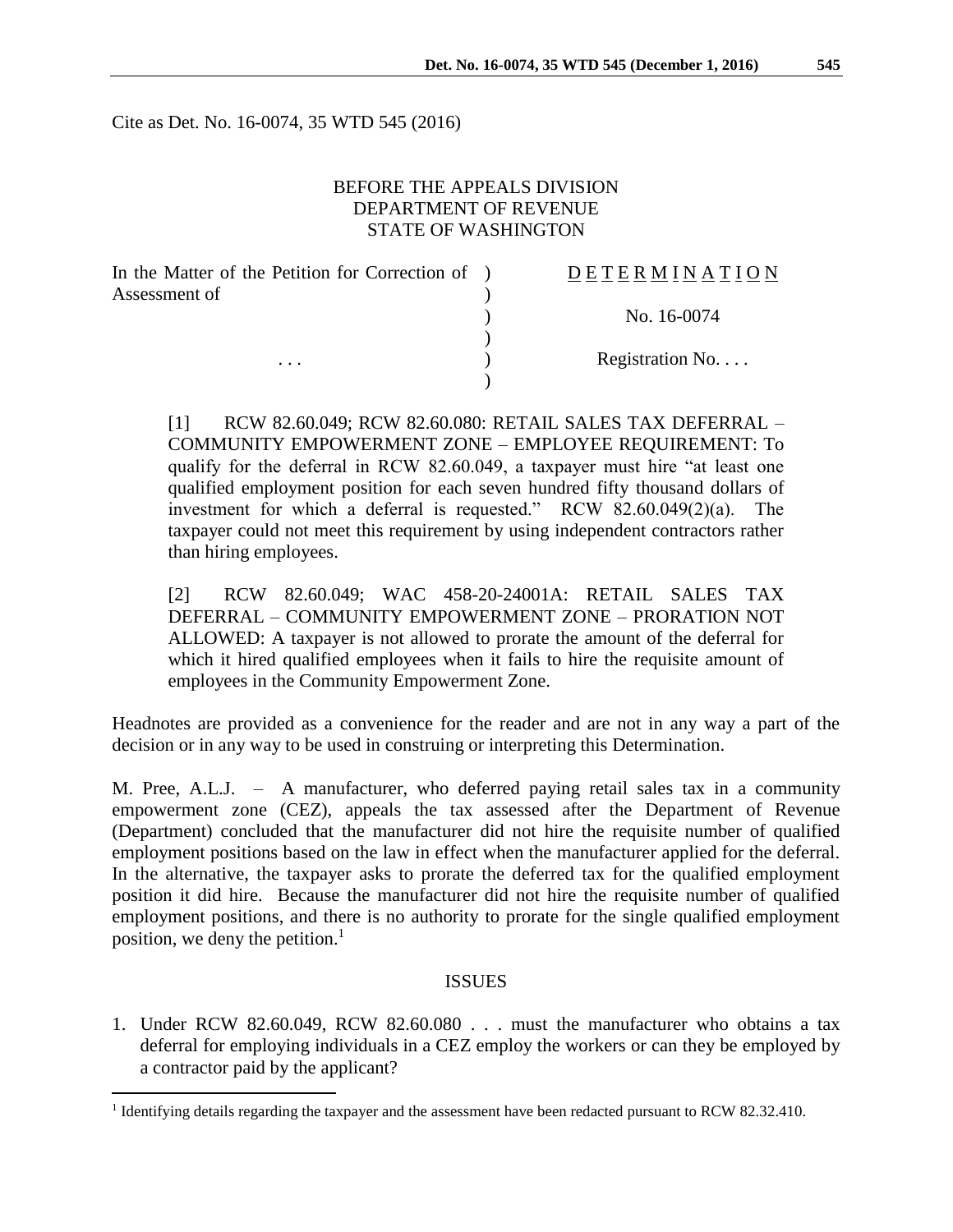Cite as Det. No. 16-0074, 35 WTD 545 (2016)

BEFORE THE APPEALS DIVISION
DEPARTMENT OF REVENUE
STATE OF WASHINGTON

| | | |
|---|---|---|
| In the Matter of the Petition for Correction of Assessment of | ) | D E T E R M I N A T I O N |
| | ) | No. 16-0074 |
| . . . | ) | Registration No. . . . |

[1] RCW 82.60.049; RCW 82.60.080: RETAIL SALES TAX DEFERRAL – COMMUNITY EMPOWERMENT ZONE – EMPLOYEE REQUIREMENT: To qualify for the deferral in RCW 82.60.049, a taxpayer must hire "at least one qualified employment position for each seven hundred fifty thousand dollars of investment for which a deferral is requested." RCW 82.60.049(2)(a). The taxpayer could not meet this requirement by using independent contractors rather than hiring employees.

[2] RCW 82.60.049; WAC 458-20-24001A: RETAIL SALES TAX DEFERRAL – COMMUNITY EMPOWERMENT ZONE – PRORATION NOT ALLOWED: A taxpayer is not allowed to prorate the amount of the deferral for which it hired qualified employees when it fails to hire the requisite amount of employees in the Community Empowerment Zone.

Headnotes are provided as a convenience for the reader and are not in any way a part of the decision or in any way to be used in construing or interpreting this Determination.

M. Pree, A.L.J. – A manufacturer, who deferred paying retail sales tax in a community empowerment zone (CEZ), appeals the tax assessed after the Department of Revenue (Department) concluded that the manufacturer did not hire the requisite number of qualified employment positions based on the law in effect when the manufacturer applied for the deferral. In the alternative, the taxpayer asks to prorate the deferred tax for the qualified employment position it did hire. Because the manufacturer did not hire the requisite number of qualified employment positions, and there is no authority to prorate for the single qualified employment position, we deny the petition.[1]

## ISSUES

1. Under RCW 82.60.049, RCW 82.60.080 . . . must the manufacturer who obtains a tax deferral for employing individuals in a CEZ employ the workers or can they be employed by a contractor paid by the applicant?

[1] Identifying details regarding the taxpayer and the assessment have been redacted pursuant to RCW 82.32.410.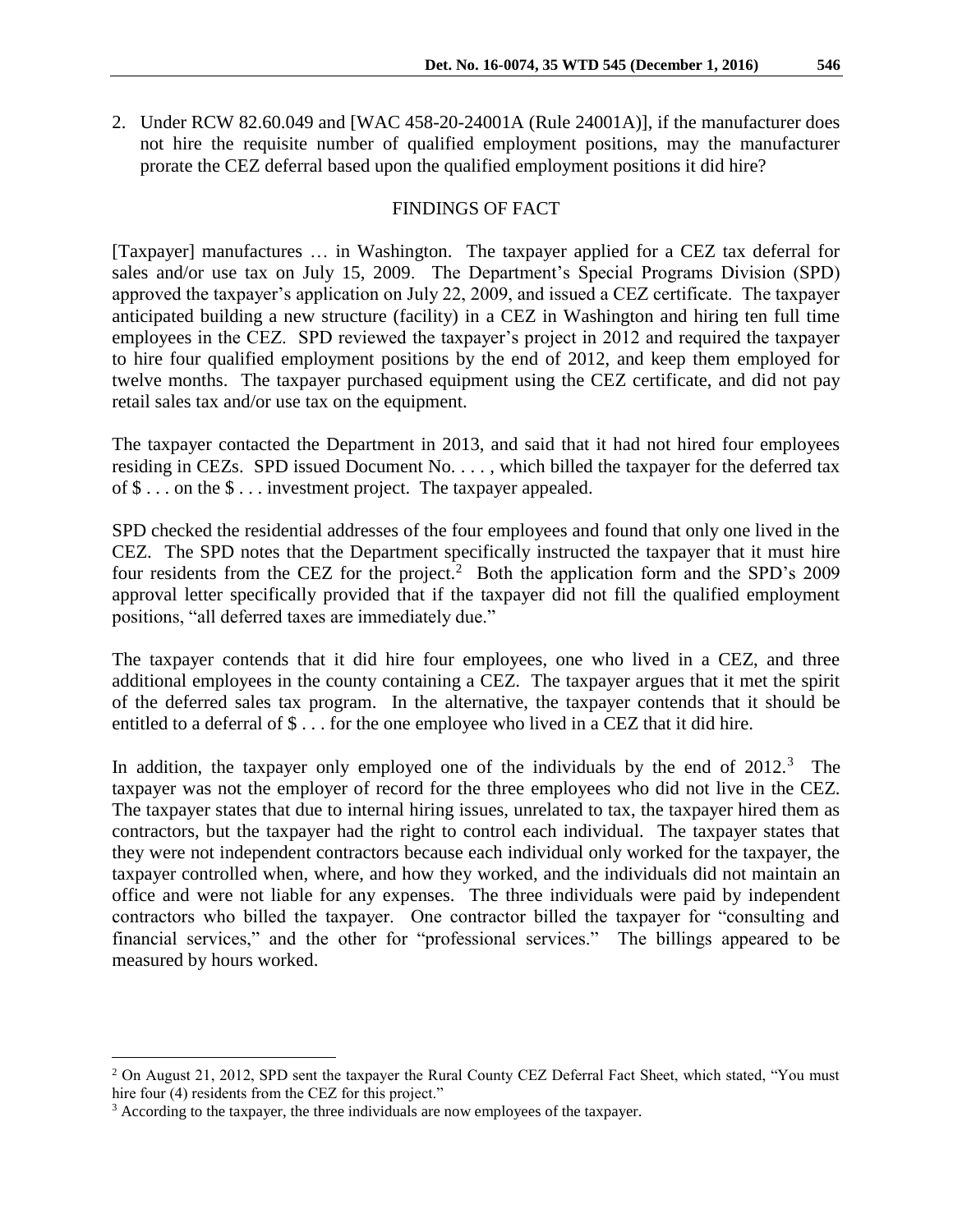2. Under RCW 82.60.049 and [WAC 458-20-24001A (Rule 24001A)], if the manufacturer does not hire the requisite number of qualified employment positions, may the manufacturer prorate the CEZ deferral based upon the qualified employment positions it did hire?

## FINDINGS OF FACT

[Taxpayer] manufactures … in Washington. The taxpayer applied for a CEZ tax deferral for sales and/or use tax on July 15, 2009. The Department's Special Programs Division (SPD) approved the taxpayer's application on July 22, 2009, and issued a CEZ certificate. The taxpayer anticipated building a new structure (facility) in a CEZ in Washington and hiring ten full time employees in the CEZ. SPD reviewed the taxpayer's project in 2012 and required the taxpayer to hire four qualified employment positions by the end of 2012, and keep them employed for twelve months. The taxpayer purchased equipment using the CEZ certificate, and did not pay retail sales tax and/or use tax on the equipment.

The taxpayer contacted the Department in 2013, and said that it had not hired four employees residing in CEZs. SPD issued Document No. . . . , which billed the taxpayer for the deferred tax of $ . . . on the $ . . . investment project. The taxpayer appealed.

SPD checked the residential addresses of the four employees and found that only one lived in the CEZ. The SPD notes that the Department specifically instructed the taxpayer that it must hire four residents from the CEZ for the project.[2] Both the application form and the SPD's 2009 approval letter specifically provided that if the taxpayer did not fill the qualified employment positions, "all deferred taxes are immediately due."

The taxpayer contends that it did hire four employees, one who lived in a CEZ, and three additional employees in the county containing a CEZ. The taxpayer argues that it met the spirit of the deferred sales tax program. In the alternative, the taxpayer contends that it should be entitled to a deferral of $ . . . for the one employee who lived in a CEZ that it did hire.

In addition, the taxpayer only employed one of the individuals by the end of 2012.[3] The taxpayer was not the employer of record for the three employees who did not live in the CEZ. The taxpayer states that due to internal hiring issues, unrelated to tax, the taxpayer hired them as contractors, but the taxpayer had the right to control each individual. The taxpayer states that they were not independent contractors because each individual only worked for the taxpayer, the taxpayer controlled when, where, and how they worked, and the individuals did not maintain an office and were not liable for any expenses. The three individuals were paid by independent contractors who billed the taxpayer. One contractor billed the taxpayer for "consulting and financial services," and the other for "professional services." The billings appeared to be measured by hours worked.

---

[2] On August 21, 2012, SPD sent the taxpayer the Rural County CEZ Deferral Fact Sheet, which stated, "You must hire four (4) residents from the CEZ for this project."

[3] According to the taxpayer, the three individuals are now employees of the taxpayer.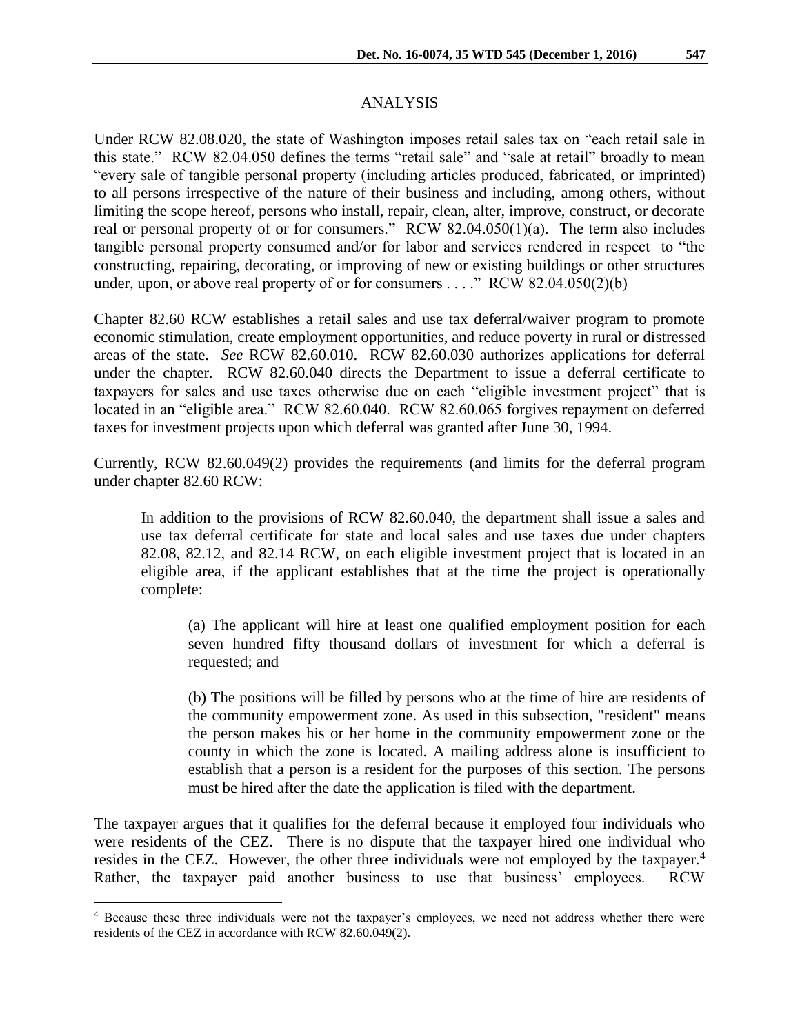## ANALYSIS

Under RCW 82.08.020, the state of Washington imposes retail sales tax on "each retail sale in this state." RCW 82.04.050 defines the terms "retail sale" and "sale at retail" broadly to mean "every sale of tangible personal property (including articles produced, fabricated, or imprinted) to all persons irrespective of the nature of their business and including, among others, without limiting the scope hereof, persons who install, repair, clean, alter, improve, construct, or decorate real or personal property of or for consumers." RCW 82.04.050(1)(a). The term also includes tangible personal property consumed and/or for labor and services rendered in respect to "the constructing, repairing, decorating, or improving of new or existing buildings or other structures under, upon, or above real property of or for consumers . . . ." RCW 82.04.050(2)(b)

Chapter 82.60 RCW establishes a retail sales and use tax deferral/waiver program to promote economic stimulation, create employment opportunities, and reduce poverty in rural or distressed areas of the state. *See* RCW 82.60.010. RCW 82.60.030 authorizes applications for deferral under the chapter. RCW 82.60.040 directs the Department to issue a deferral certificate to taxpayers for sales and use taxes otherwise due on each "eligible investment project" that is located in an "eligible area." RCW 82.60.040. RCW 82.60.065 forgives repayment on deferred taxes for investment projects upon which deferral was granted after June 30, 1994.

Currently, RCW 82.60.049(2) provides the requirements (and limits for the deferral program under chapter 82.60 RCW:

> In addition to the provisions of RCW 82.60.040, the department shall issue a sales and use tax deferral certificate for state and local sales and use taxes due under chapters 82.08, 82.12, and 82.14 RCW, on each eligible investment project that is located in an eligible area, if the applicant establishes that at the time the project is operationally complete:
>
> > (a) The applicant will hire at least one qualified employment position for each seven hundred fifty thousand dollars of investment for which a deferral is requested; and
> >
> > (b) The positions will be filled by persons who at the time of hire are residents of the community empowerment zone. As used in this subsection, "resident" means the person makes his or her home in the community empowerment zone or the county in which the zone is located. A mailing address alone is insufficient to establish that a person is a resident for the purposes of this section. The persons must be hired after the date the application is filed with the department.

The taxpayer argues that it qualifies for the deferral because it employed four individuals who were residents of the CEZ. There is no dispute that the taxpayer hired one individual who resides in the CEZ. However, the other three individuals were not employed by the taxpayer.[4] Rather, the taxpayer paid another business to use that business' employees. RCW

[4] Because these three individuals were not the taxpayer's employees, we need not address whether there were residents of the CEZ in accordance with RCW 82.60.049(2).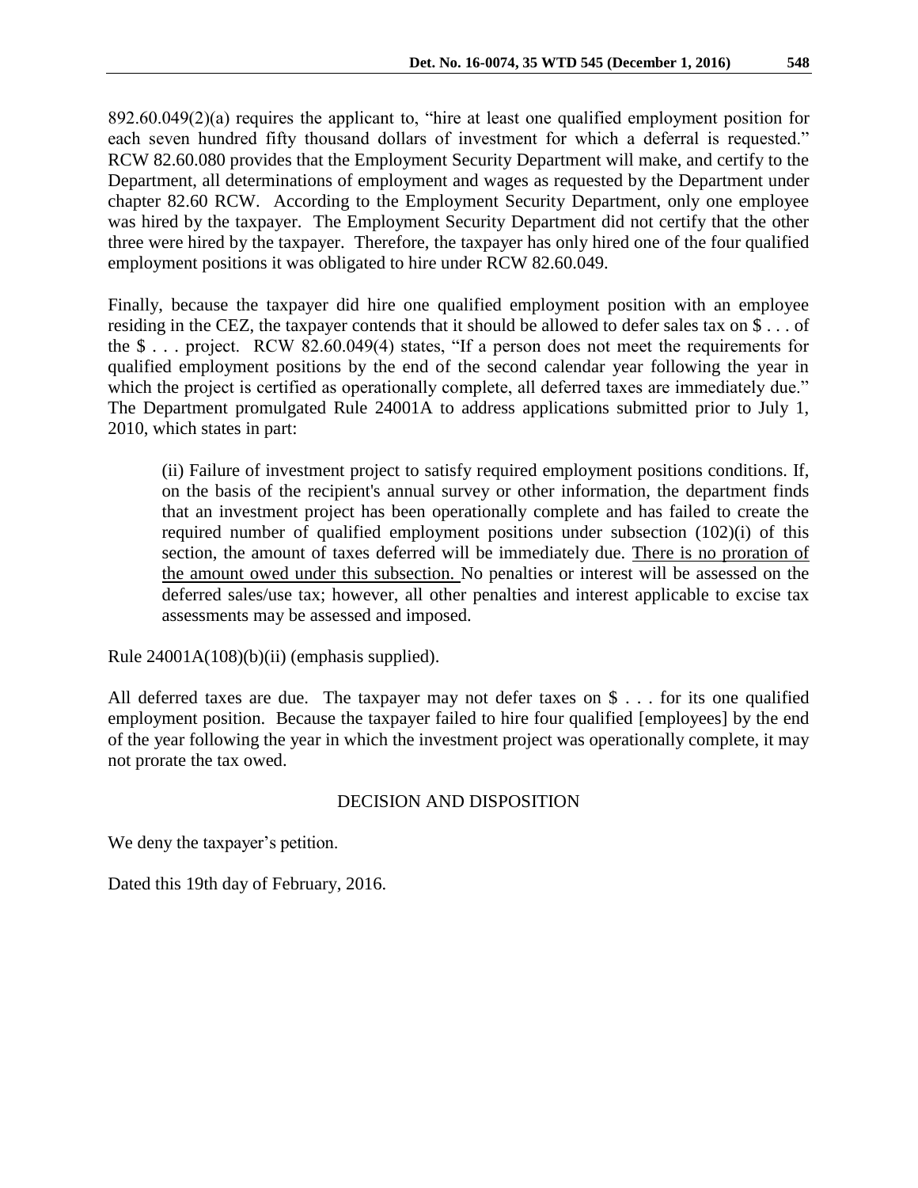892.60.049(2)(a) requires the applicant to, "hire at least one qualified employment position for each seven hundred fifty thousand dollars of investment for which a deferral is requested." RCW 82.60.080 provides that the Employment Security Department will make, and certify to the Department, all determinations of employment and wages as requested by the Department under chapter 82.60 RCW. According to the Employment Security Department, only one employee was hired by the taxpayer. The Employment Security Department did not certify that the other three were hired by the taxpayer. Therefore, the taxpayer has only hired one of the four qualified employment positions it was obligated to hire under RCW 82.60.049.

Finally, because the taxpayer did hire one qualified employment position with an employee residing in the CEZ, the taxpayer contends that it should be allowed to defer sales tax on $ . . . of the $ . . . project. RCW 82.60.049(4) states, "If a person does not meet the requirements for qualified employment positions by the end of the second calendar year following the year in which the project is certified as operationally complete, all deferred taxes are immediately due." The Department promulgated Rule 24001A to address applications submitted prior to July 1, 2010, which states in part:

> (ii) Failure of investment project to satisfy required employment positions conditions. If, on the basis of the recipient's annual survey or other information, the department finds that an investment project has been operationally complete and has failed to create the required number of qualified employment positions under subsection (102)(i) of this section, the amount of taxes deferred will be immediately due. <u>There is no proration of the amount owed under this subsection.</u> No penalties or interest will be assessed on the deferred sales/use tax; however, all other penalties and interest applicable to excise tax assessments may be assessed and imposed.

Rule 24001A(108)(b)(ii) (emphasis supplied).

All deferred taxes are due. The taxpayer may not defer taxes on $ . . . for its one qualified employment position. Because the taxpayer failed to hire four qualified [employees] by the end of the year following the year in which the investment project was operationally complete, it may not prorate the tax owed.

## DECISION AND DISPOSITION

We deny the taxpayer's petition.

Dated this 19th day of February, 2016.